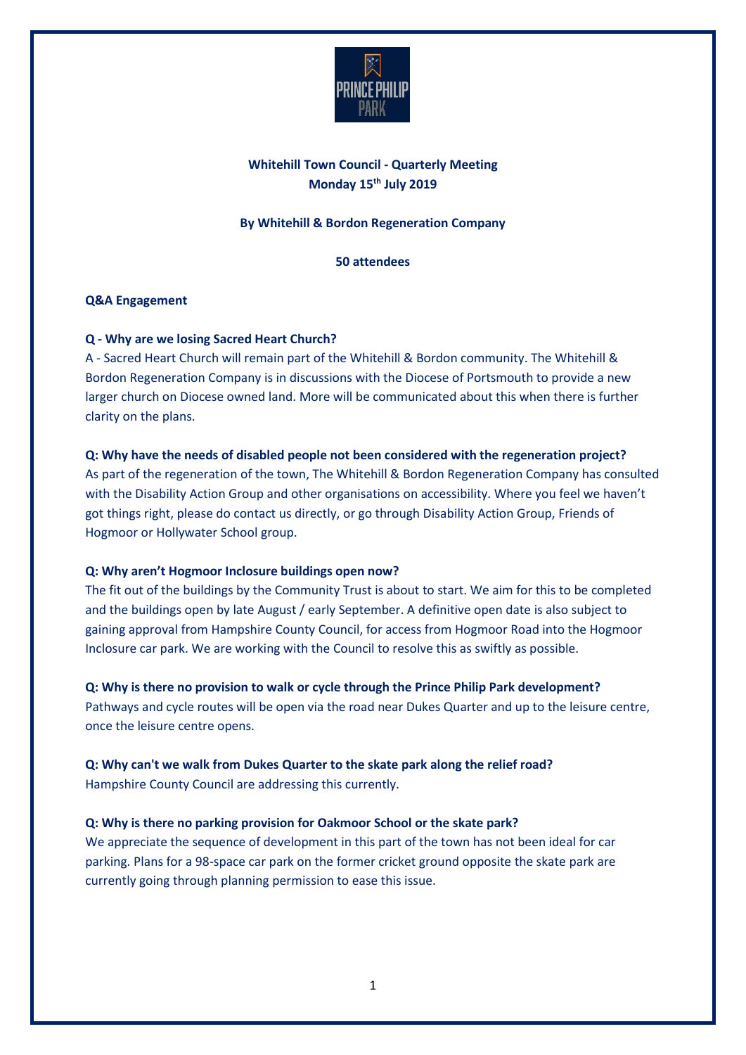**Whitehill Town Council - Quarterly Meeting**
**Monday 15th July 2019**

**By Whitehill & Bordon Regeneration Company**

**50 attendees**

**Q&A Engagement**

**Q - Why are we losing Sacred Heart Church?**
A - Sacred Heart Church will remain part of the Whitehill & Bordon community. The Whitehill & Bordon Regeneration Company is in discussions with the Diocese of Portsmouth to provide a new larger church on Diocese owned land. More will be communicated about this when there is further clarity on the plans.

**Q: Why have the needs of disabled people not been considered with the regeneration project?**
As part of the regeneration of the town, The Whitehill & Bordon Regeneration Company has consulted with the Disability Action Group and other organisations on accessibility. Where you feel we haven't got things right, please do contact us directly, or go through Disability Action Group, Friends of Hogmoor or Hollywater School group.

**Q: Why aren't Hogmoor Inclosure buildings open now?**
The fit out of the buildings by the Community Trust is about to start. We aim for this to be completed and the buildings open by late August / early September. A definitive open date is also subject to gaining approval from Hampshire County Council, for access from Hogmoor Road into the Hogmoor Inclosure car park. We are working with the Council to resolve this as swiftly as possible.

**Q: Why is there no provision to walk or cycle through the Prince Philip Park development?**
Pathways and cycle routes will be open via the road near Dukes Quarter and up to the leisure centre, once the leisure centre opens.

**Q: Why can't we walk from Dukes Quarter to the skate park along the relief road?**
Hampshire County Council are addressing this currently.

**Q: Why is there no parking provision for Oakmoor School or the skate park?**
We appreciate the sequence of development in this part of the town has not been ideal for car parking. Plans for a 98-space car park on the former cricket ground opposite the skate park are currently going through planning permission to ease this issue.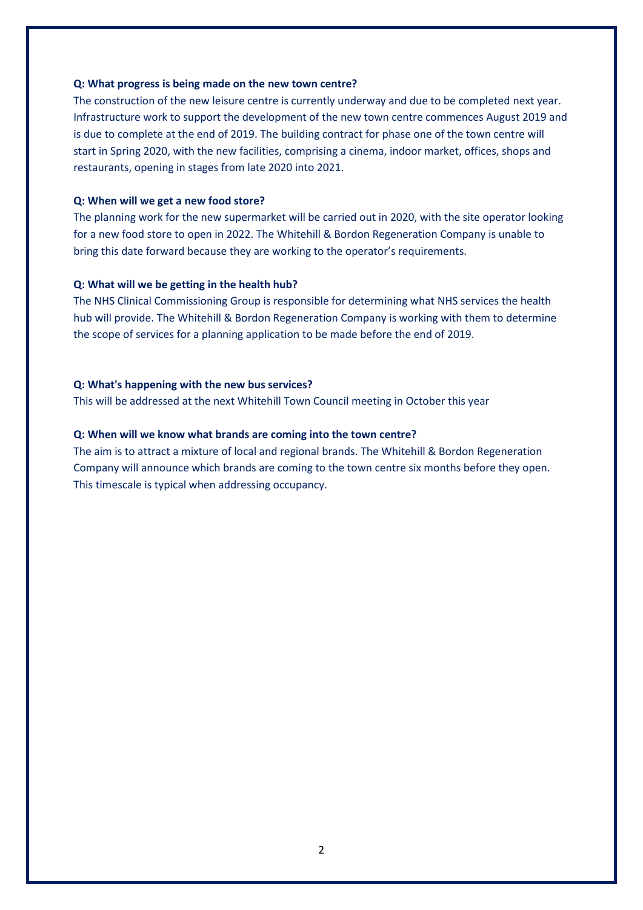**Q: What progress is being made on the new town centre?**

The construction of the new leisure centre is currently underway and due to be completed next year. Infrastructure work to support the development of the new town centre commences August 2019 and is due to complete at the end of 2019. The building contract for phase one of the town centre will start in Spring 2020, with the new facilities, comprising a cinema, indoor market, offices, shops and restaurants, opening in stages from late 2020 into 2021.

**Q: When will we get a new food store?**

The planning work for the new supermarket will be carried out in 2020, with the site operator looking for a new food store to open in 2022. The Whitehill & Bordon Regeneration Company is unable to bring this date forward because they are working to the operator's requirements.

**Q: What will we be getting in the health hub?**

The NHS Clinical Commissioning Group is responsible for determining what NHS services the health hub will provide. The Whitehill & Bordon Regeneration Company is working with them to determine the scope of services for a planning application to be made before the end of 2019.

**Q: What's happening with the new bus services?**

This will be addressed at the next Whitehill Town Council meeting in October this year

**Q: When will we know what brands are coming into the town centre?**

The aim is to attract a mixture of local and regional brands. The Whitehill & Bordon Regeneration Company will announce which brands are coming to the town centre six months before they open. This timescale is typical when addressing occupancy.